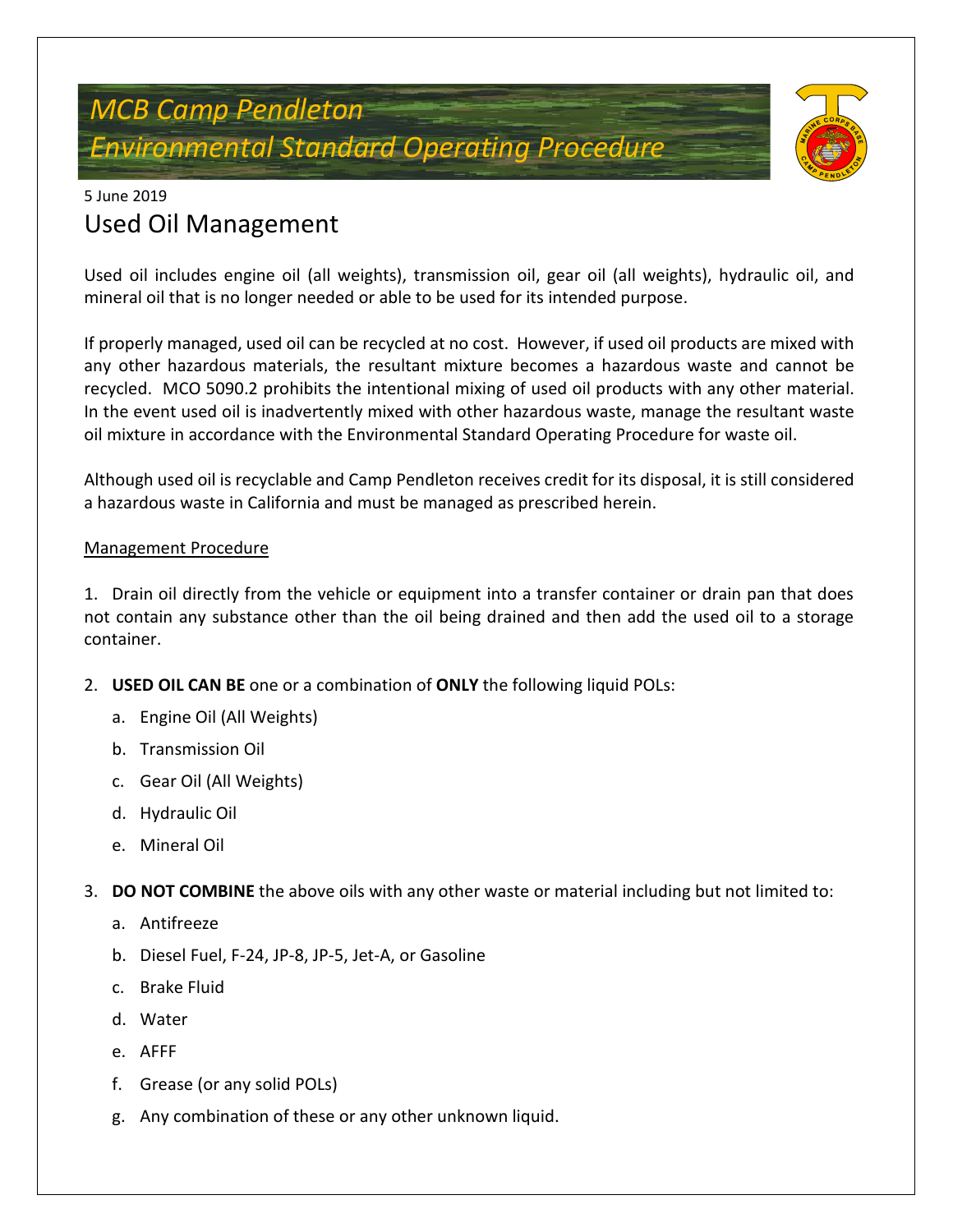# MCB Camp Pendleton
# Environmental Standard Operating Procedure

5 June 2019

## Used Oil Management

Used oil includes engine oil (all weights), transmission oil, gear oil (all weights), hydraulic oil, and mineral oil that is no longer needed or able to be used for its intended purpose.

If properly managed, used oil can be recycled at no cost. However, if used oil products are mixed with any other hazardous materials, the resultant mixture becomes a hazardous waste and cannot be recycled. MCO 5090.2 prohibits the intentional mixing of used oil products with any other material. In the event used oil is inadvertently mixed with other hazardous waste, manage the resultant waste oil mixture in accordance with the Environmental Standard Operating Procedure for waste oil.

Although used oil is recyclable and Camp Pendleton receives credit for its disposal, it is still considered a hazardous waste in California and must be managed as prescribed herein.

Management Procedure

1. Drain oil directly from the vehicle or equipment into a transfer container or drain pan that does not contain any substance other than the oil being drained and then add the used oil to a storage container.

2. **USED OIL CAN BE** one or a combination of **ONLY** the following liquid POLs:
   a. Engine Oil (All Weights)
   b. Transmission Oil
   c. Gear Oil (All Weights)
   d. Hydraulic Oil
   e. Mineral Oil

3. **DO NOT COMBINE** the above oils with any other waste or material including but not limited to:
   a. Antifreeze
   b. Diesel Fuel, F-24, JP-8, JP-5, Jet-A, or Gasoline
   c. Brake Fluid
   d. Water
   e. AFFF
   f. Grease (or any solid POLs)
   g. Any combination of these or any other unknown liquid.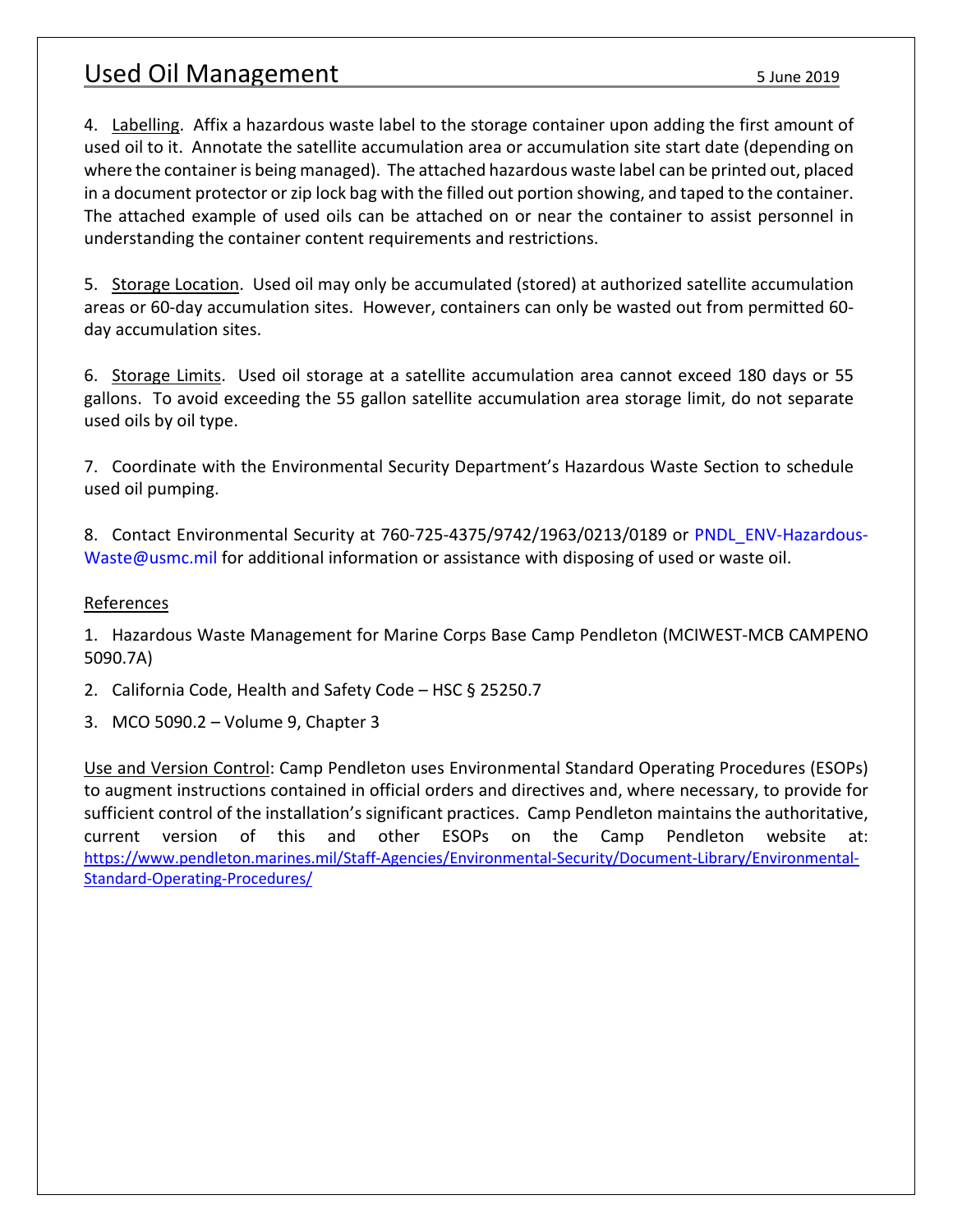4. Labelling. Affix a hazardous waste label to the storage container upon adding the first amount of used oil to it. Annotate the satellite accumulation area or accumulation site start date (depending on where the container is being managed). The attached hazardous waste label can be printed out, placed in a document protector or zip lock bag with the filled out portion showing, and taped to the container. The attached example of used oils can be attached on or near the container to assist personnel in understanding the container content requirements and restrictions.

5. Storage Location. Used oil may only be accumulated (stored) at authorized satellite accumulation areas or 60-day accumulation sites. However, containers can only be wasted out from permitted 60-day accumulation sites.

6. Storage Limits. Used oil storage at a satellite accumulation area cannot exceed 180 days or 55 gallons. To avoid exceeding the 55 gallon satellite accumulation area storage limit, do not separate used oils by oil type.

7. Coordinate with the Environmental Security Department's Hazardous Waste Section to schedule used oil pumping.

8. Contact Environmental Security at 760-725-4375/9742/1963/0213/0189 or PNDL_ENV-Hazardous-Waste@usmc.mil for additional information or assistance with disposing of used or waste oil.

References

1. Hazardous Waste Management for Marine Corps Base Camp Pendleton (MCIWEST-MCB CAMPENO 5090.7A)

2. California Code, Health and Safety Code – HSC § 25250.7

3. MCO 5090.2 – Volume 9, Chapter 3

Use and Version Control: Camp Pendleton uses Environmental Standard Operating Procedures (ESOPs) to augment instructions contained in official orders and directives and, where necessary, to provide for sufficient control of the installation's significant practices. Camp Pendleton maintains the authoritative, current version of this and other ESOPs on the Camp Pendleton website at: https://www.pendleton.marines.mil/Staff-Agencies/Environmental-Security/Document-Library/Environmental-Standard-Operating-Procedures/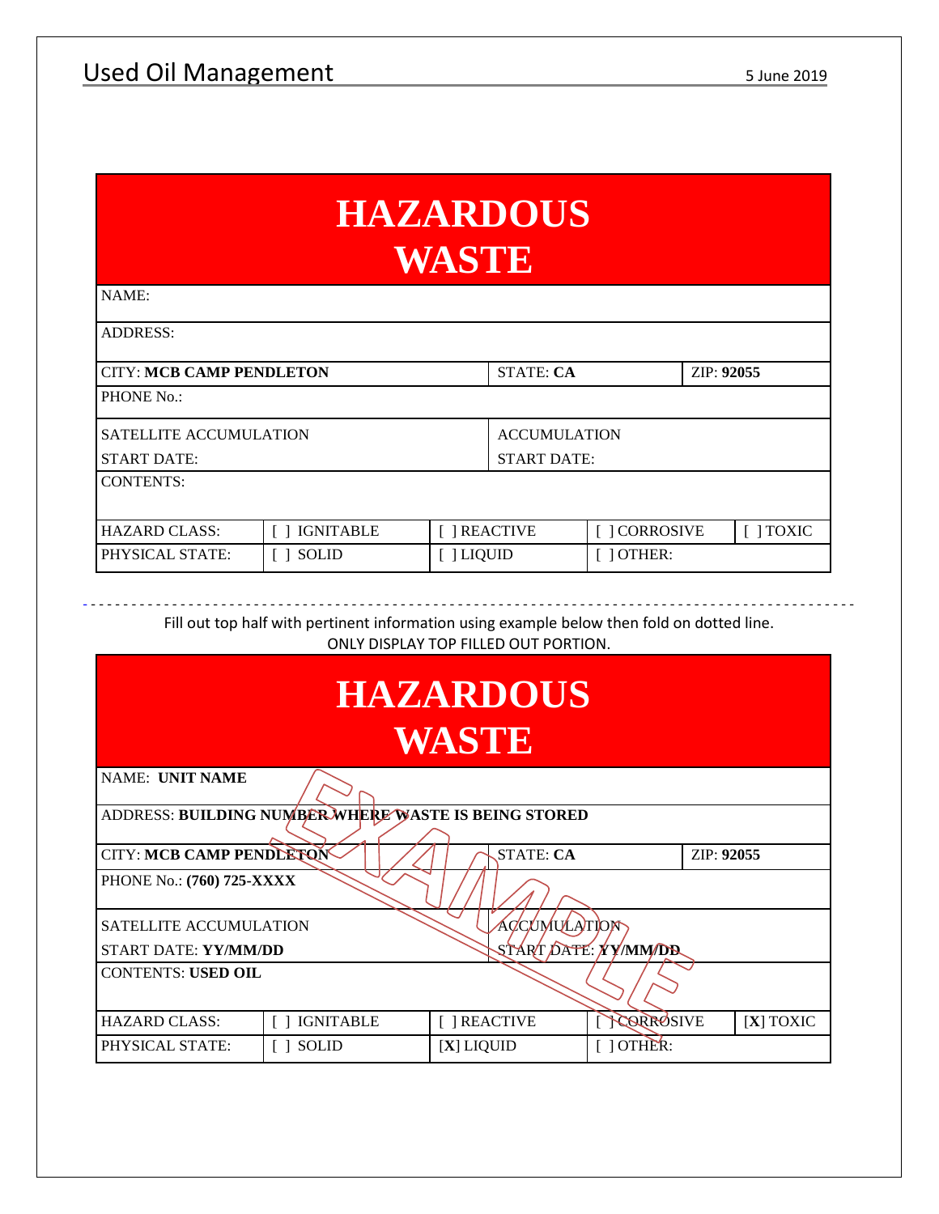# HAZARDOUS WASTE

| | | | | |
|---|---|---|---|---|
| NAME: | | | | |
| ADDRESS: | | | | |
| CITY: **MCB CAMP PENDLETON** | | STATE: **CA** | | ZIP: **92055** |
| PHONE No.: | | | | |
| SATELLITE ACCUMULATION START DATE: | | ACCUMULATION START DATE: | | |
| CONTENTS: | | | | |
| HAZARD CLASS: | [ ] IGNITABLE | [ ] REACTIVE | [ ] CORROSIVE | [ ] TOXIC |
| PHYSICAL STATE: | [ ] SOLID | [ ] LIQUID | [ ] OTHER: | |

Fill out top half with pertinent information using example below then fold on dotted line.
ONLY DISPLAY TOP FILLED OUT PORTION.

# HAZARDOUS WASTE

EXAMPLE

| | | | | |
|---|---|---|---|---|
| NAME: **UNIT NAME** | | | | |
| ADDRESS: **BUILDING NUMBER WHERE WASTE IS BEING STORED** | | | | |
| CITY: **MCB CAMP PENDLETON** | | STATE: **CA** | | ZIP: **92055** |
| PHONE No.: **(760) 725-XXXX** | | | | |
| SATELLITE ACCUMULATION START DATE: **YY/MM/DD** | | ACCUMULATION START DATE: **YY/MM/DD** | | |
| CONTENTS: **USED OIL** | | | | |
| HAZARD CLASS: | [ ] IGNITABLE | [ ] REACTIVE | [ ] CORROSIVE | [**X**] TOXIC |
| PHYSICAL STATE: | [ ] SOLID | [**X**] LIQUID | [ ] OTHER: | |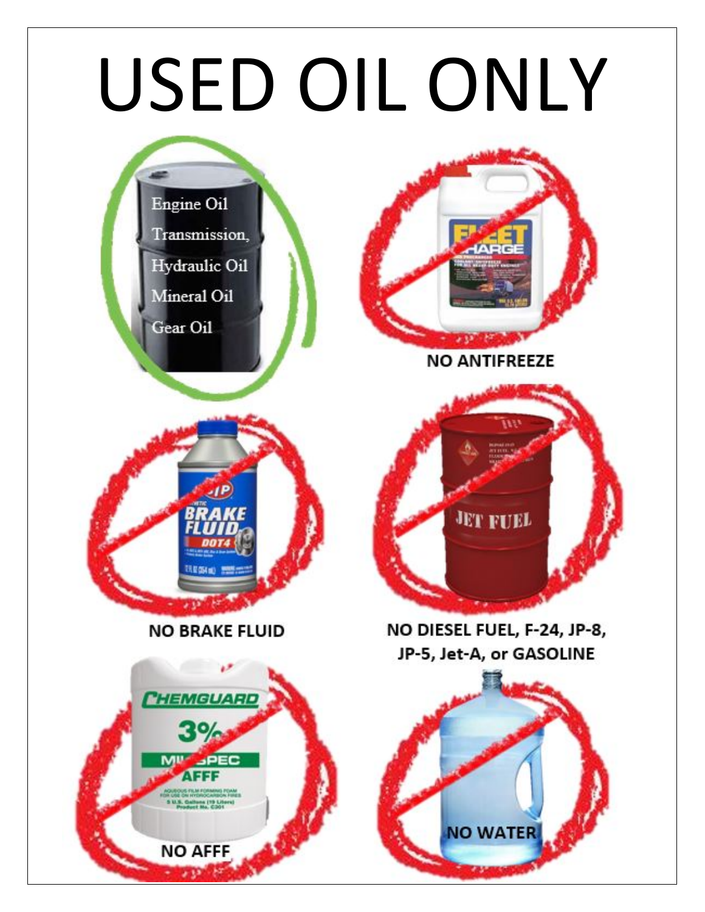# USED OIL ONLY

Engine Oil

Transmission,

Hydraulic Oil

Mineral Oil

Gear Oil

**NO ANTIFREEZE**

**NO BRAKE FLUID**

**NO DIESEL FUEL, F-24, JP-8, JP-5, Jet-A, or GASOLINE**

**NO AFFF**

**NO WATER**